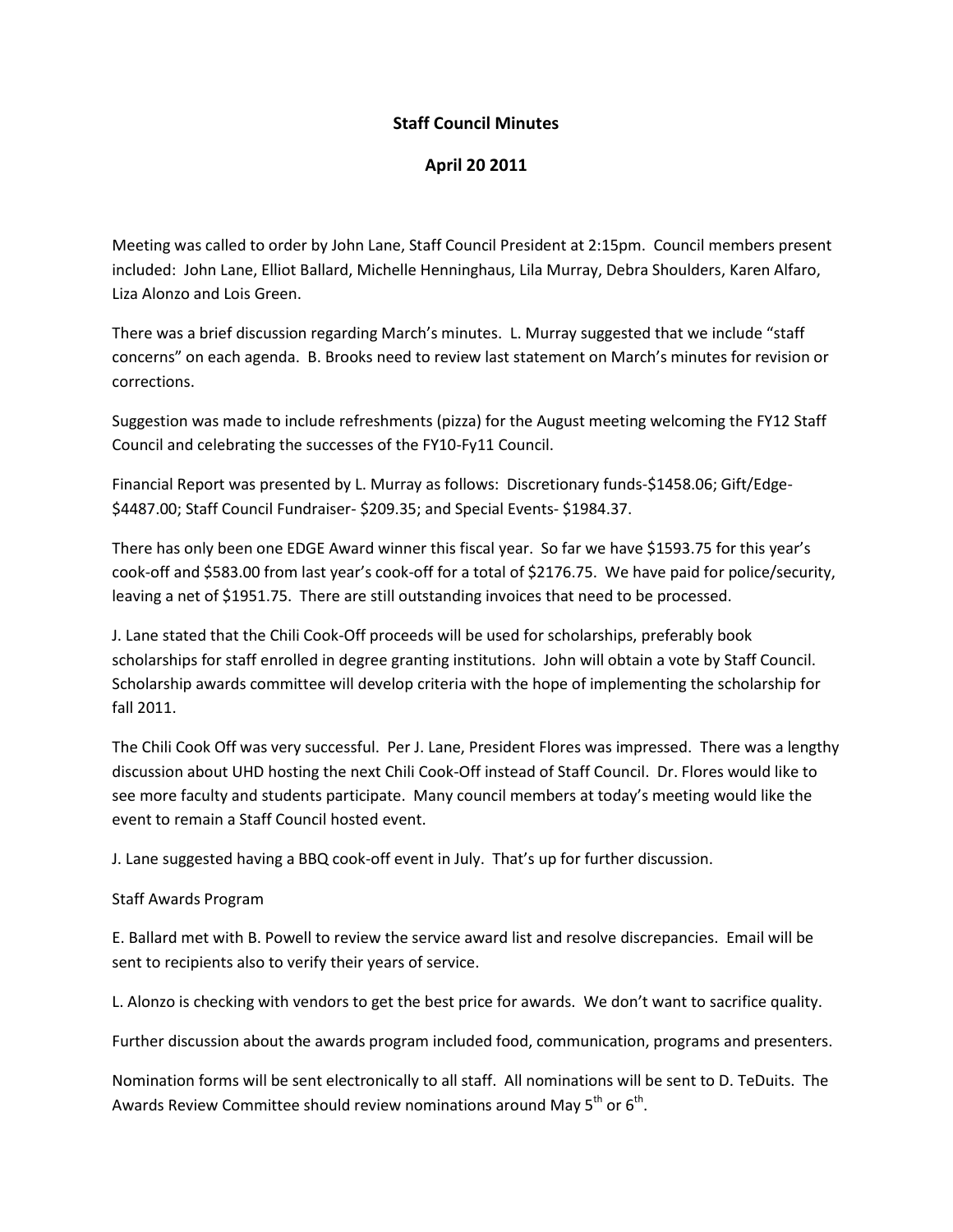# Staff Council Minutes

## April 20 2011

Meeting was called to order by John Lane, Staff Council President at 2:15pm. Council members present included: John Lane, Elliot Ballard, Michelle Henninghaus, Lila Murray, Debra Shoulders, Karen Alfaro, Liza Alonzo and Lois Green.

There was a brief discussion regarding March's minutes. L. Murray suggested that we include "staff concerns" on each agenda. B. Brooks need to review last statement on March's minutes for revision or corrections.

Suggestion was made to include refreshments (pizza) for the August meeting welcoming the FY12 Staff Council and celebrating the successes of the FY10-Fy11 Council.

Financial Report was presented by L. Murray as follows: Discretionary funds-$1458.06; Gift/Edge-$4487.00; Staff Council Fundraiser- $209.35; and Special Events- $1984.37.

There has only been one EDGE Award winner this fiscal year. So far we have $1593.75 for this year's cook-off and $583.00 from last year's cook-off for a total of $2176.75. We have paid for police/security, leaving a net of $1951.75. There are still outstanding invoices that need to be processed.

J. Lane stated that the Chili Cook-Off proceeds will be used for scholarships, preferably book scholarships for staff enrolled in degree granting institutions. John will obtain a vote by Staff Council. Scholarship awards committee will develop criteria with the hope of implementing the scholarship for fall 2011.

The Chili Cook Off was very successful. Per J. Lane, President Flores was impressed. There was a lengthy discussion about UHD hosting the next Chili Cook-Off instead of Staff Council. Dr. Flores would like to see more faculty and students participate. Many council members at today's meeting would like the event to remain a Staff Council hosted event.

J. Lane suggested having a BBQ cook-off event in July. That's up for further discussion.

Staff Awards Program

E. Ballard met with B. Powell to review the service award list and resolve discrepancies. Email will be sent to recipients also to verify their years of service.

L. Alonzo is checking with vendors to get the best price for awards. We don't want to sacrifice quality.

Further discussion about the awards program included food, communication, programs and presenters.

Nomination forms will be sent electronically to all staff. All nominations will be sent to D. TeDuits. The Awards Review Committee should review nominations around May 5th or 6th.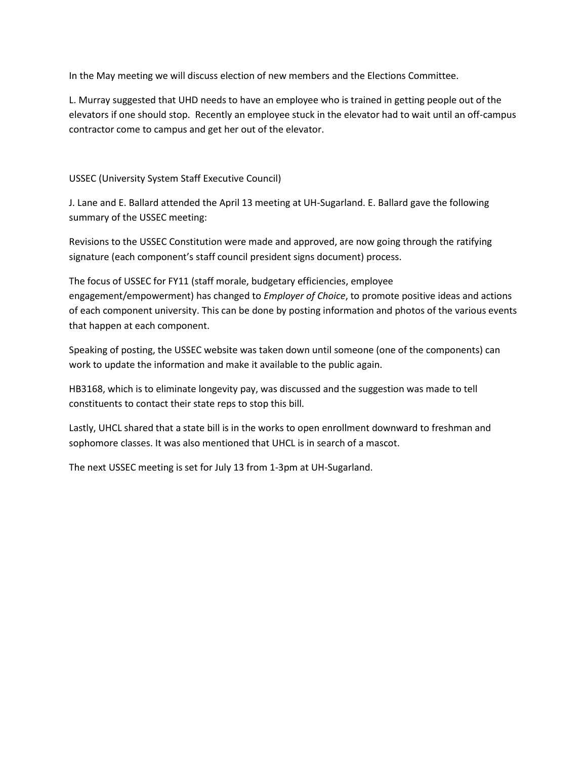In the May meeting we will discuss election of new members and the Elections Committee.

L. Murray suggested that UHD needs to have an employee who is trained in getting people out of the elevators if one should stop.  Recently an employee stuck in the elevator had to wait until an off-campus contractor come to campus and get her out of the elevator.

USSEC (University System Staff Executive Council)

J. Lane and E. Ballard attended the April 13 meeting at UH-Sugarland. E. Ballard gave the following summary of the USSEC meeting:

Revisions to the USSEC Constitution were made and approved, are now going through the ratifying signature (each component's staff council president signs document) process.

The focus of USSEC for FY11 (staff morale, budgetary efficiencies, employee engagement/empowerment) has changed to *Employer of Choice*, to promote positive ideas and actions of each component university. This can be done by posting information and photos of the various events that happen at each component.

Speaking of posting, the USSEC website was taken down until someone (one of the components) can work to update the information and make it available to the public again.

HB3168, which is to eliminate longevity pay, was discussed and the suggestion was made to tell constituents to contact their state reps to stop this bill.

Lastly, UHCL shared that a state bill is in the works to open enrollment downward to freshman and sophomore classes. It was also mentioned that UHCL is in search of a mascot.

The next USSEC meeting is set for July 13 from 1-3pm at UH-Sugarland.